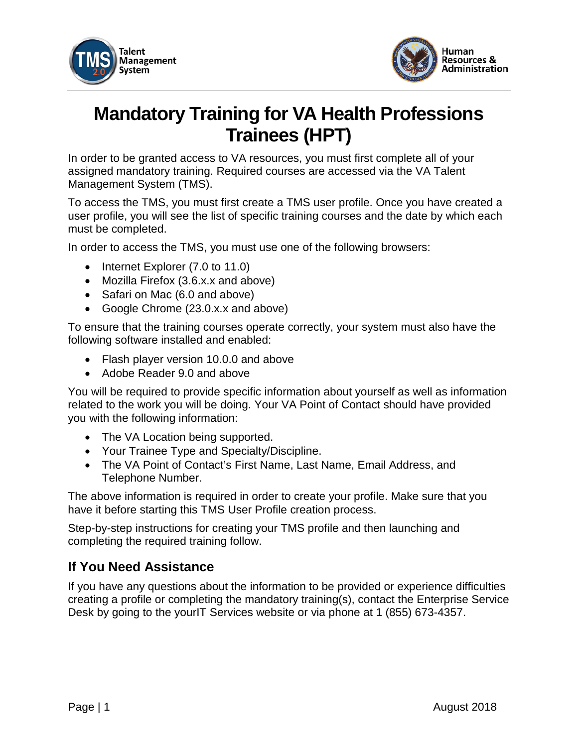# Mandatory Training for VA Health Professions Trainees (HPT)

In order to be granted access to VA resources, you must first complete all of your assigned mandatory training. Required courses are accessed via the VA Talent Management System (TMS).

To access the TMS, you must first create a TMS user profile. Once you have created a user profile, you will see the list of specific training courses and the date by which each must be completed.

In order to access the TMS, you must use one of the following browsers:

- Internet Explorer (7.0 to 11.0)
- Mozilla Firefox (3.6.x.x and above)
- Safari on Mac (6.0 and above)
- Google Chrome (23.0.x.x and above)

To ensure that the training courses operate correctly, your system must also have the following software installed and enabled:

- Flash player version 10.0.0 and above
- Adobe Reader 9.0 and above

You will be required to provide specific information about yourself as well as information related to the work you will be doing. Your VA Point of Contact should have provided you with the following information:

- The VA Location being supported.
- Your Trainee Type and Specialty/Discipline.
- The VA Point of Contact's First Name, Last Name, Email Address, and Telephone Number.

The above information is required in order to create your profile. Make sure that you have it before starting this TMS User Profile creation process.

Step-by-step instructions for creating your TMS profile and then launching and completing the required training follow.

## If You Need Assistance

If you have any questions about the information to be provided or experience difficulties creating a profile or completing the mandatory training(s), contact the Enterprise Service Desk by going to the yourIT Services website or via phone at 1 (855) 673-4357.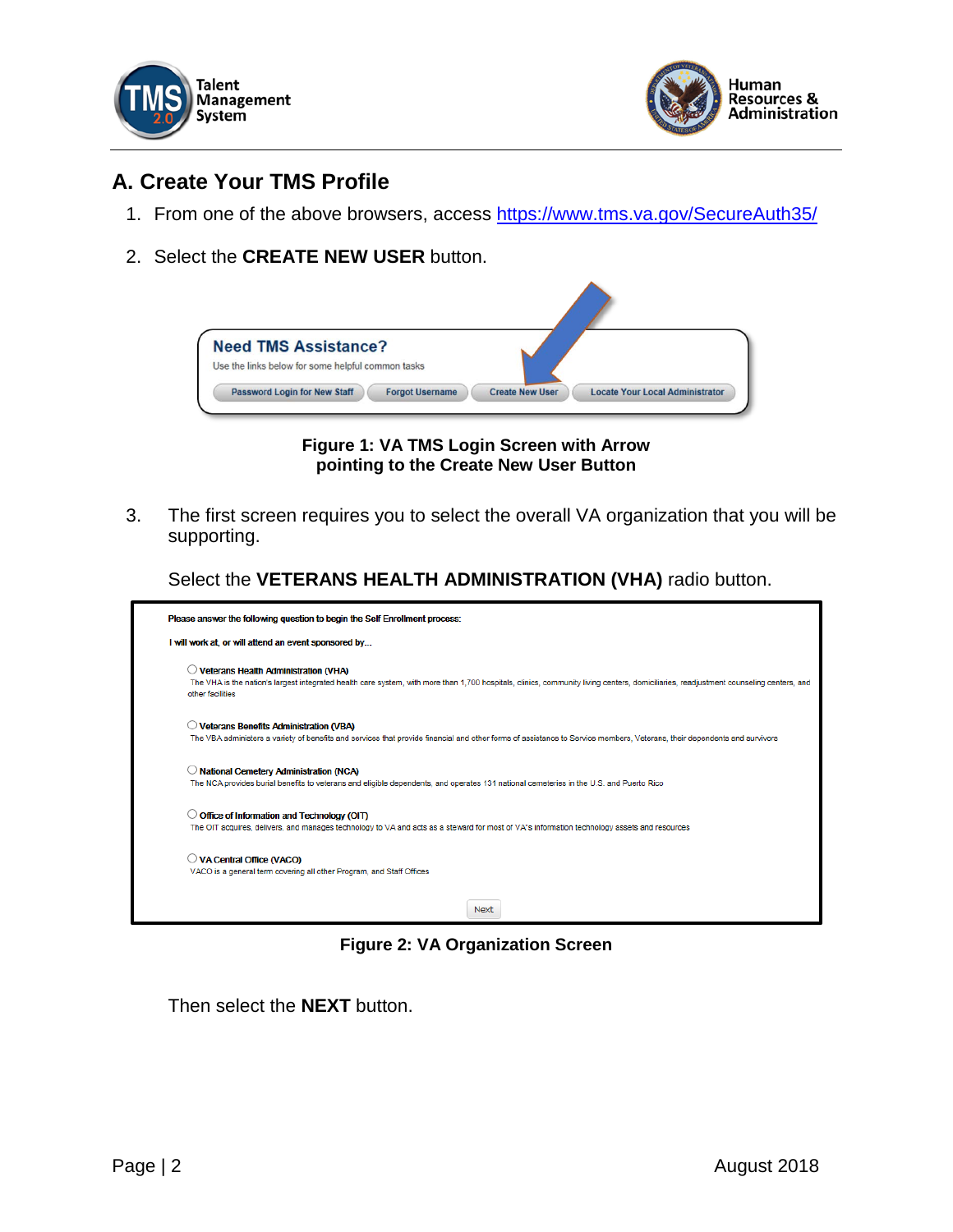## A. Create Your TMS Profile

1. From one of the above browsers, access https://www.tms.va.gov/SecureAuth35/

2. Select the **CREATE NEW USER** button.

**Figure 1: VA TMS Login Screen with Arrow pointing to the Create New User Button**

3. The first screen requires you to select the overall VA organization that you will be supporting.

   Select the **VETERANS HEALTH ADMINISTRATION (VHA)** radio button.

**Figure 2: VA Organization Screen**

   Then select the **NEXT** button.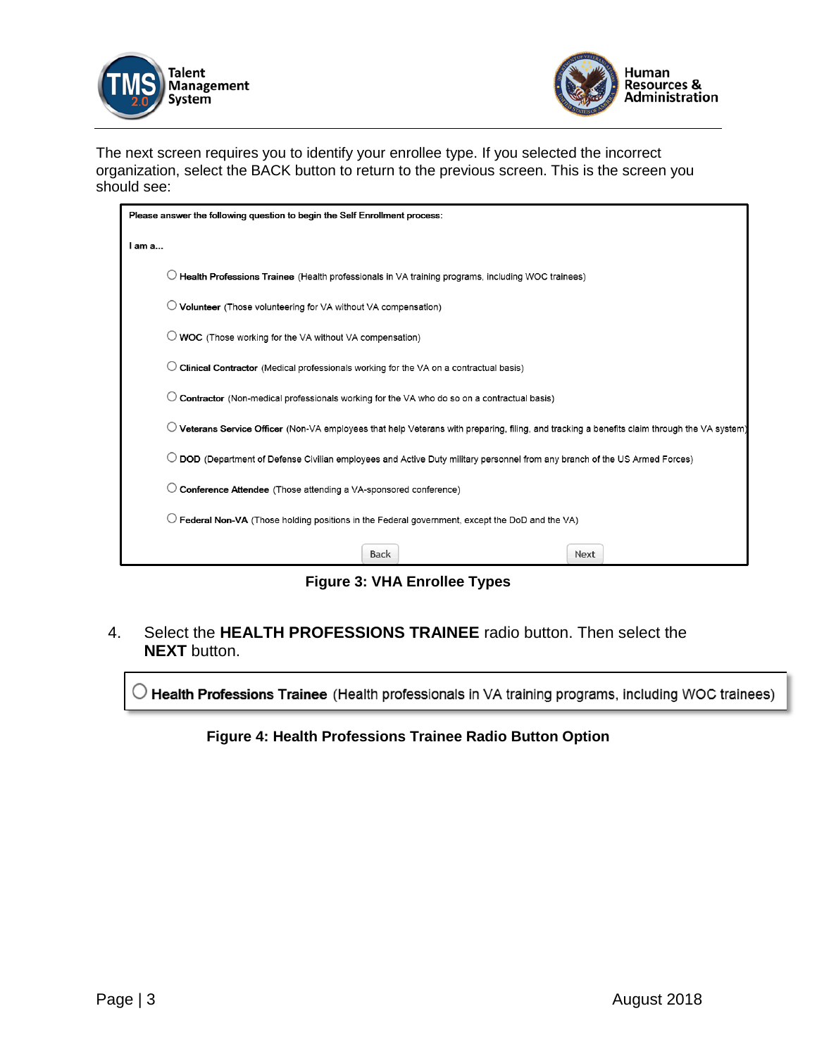The next screen requires you to identify your enrollee type. If you selected the incorrect organization, select the BACK button to return to the previous screen. This is the screen you should see:

Please answer the following question to begin the Self Enrollment process:

I am a...

- ○ **Health Professions Trainee** (Health professionals in VA training programs, including WOC trainees)
- ○ **Volunteer** (Those volunteering for VA without VA compensation)
- ○ **WOC** (Those working for the VA without VA compensation)
- ○ **Clinical Contractor** (Medical professionals working for the VA on a contractual basis)
- ○ **Contractor** (Non-medical professionals working for the VA who do so on a contractual basis)
- ○ **Veterans Service Officer** (Non-VA employees that help Veterans with preparing, filing, and tracking a benefits claim through the VA system)
- ○ **DOD** (Department of Defense Civilian employees and Active Duty military personnel from any branch of the US Armed Forces)
- ○ **Conference Attendee** (Those attending a VA-sponsored conference)
- ○ **Federal Non-VA** (Those holding positions in the Federal government, except the DoD and the VA)

Back    Next

**Figure 3: VHA Enrollee Types**

4. Select the **HEALTH PROFESSIONS TRAINEE** radio button. Then select the **NEXT** button.

○ **Health Professions Trainee** (Health professionals in VA training programs, including WOC trainees)

**Figure 4: Health Professions Trainee Radio Button Option**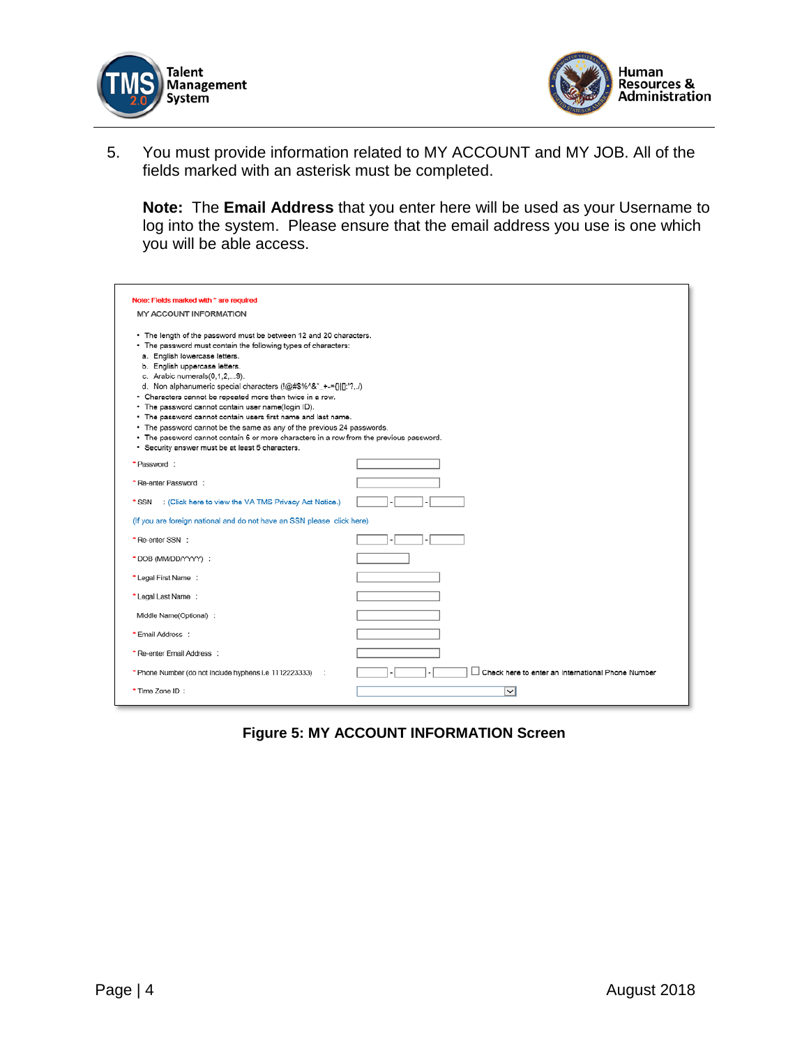5. You must provide information related to MY ACCOUNT and MY JOB. All of the fields marked with an asterisk must be completed.

   **Note:** The **Email Address** that you enter here will be used as your Username to log into the system. Please ensure that the email address you use is one which you will be able access.

Note: Fields marked with * are required

MY ACCOUNT INFORMATION

- The length of the password must be between 12 and 20 characters.
- The password must contain the following types of characters:
  a. English lowercase letters.
  b. English uppercase letters.
  c. Arabic numerals(0,1,2,...9).
  d. Non alphanumeric special characters (!@#$%^&*_+-=(){}[]:'?,./)
- Characters cannot be repeated more than twice in a row.
- The password cannot contain user name(login ID).
- The password cannot contain users first name and last name.
- The password cannot be the same as any of the previous 24 passwords.
- The password cannot contain 6 or more characters in a row from the previous password.
- Security answer must be at least 5 characters.

*Password :

*Re-enter Password :

*SSN : (Click here to view the VA TMS Privacy Act Notice.)

(If you are foreign national and do not have an SSN please click here)

*Re-enter SSN :

*DOB (MM/DD/YYYY) :

*Legal First Name :

*Legal Last Name :

Middle Name(Optional) :

*Email Address :

*Re-enter Email Address :

*Phone Number (do not include hyphens i.e 1112223333) : ☐ Check here to enter an International Phone Number

*Time Zone ID :

**Figure 5: MY ACCOUNT INFORMATION Screen**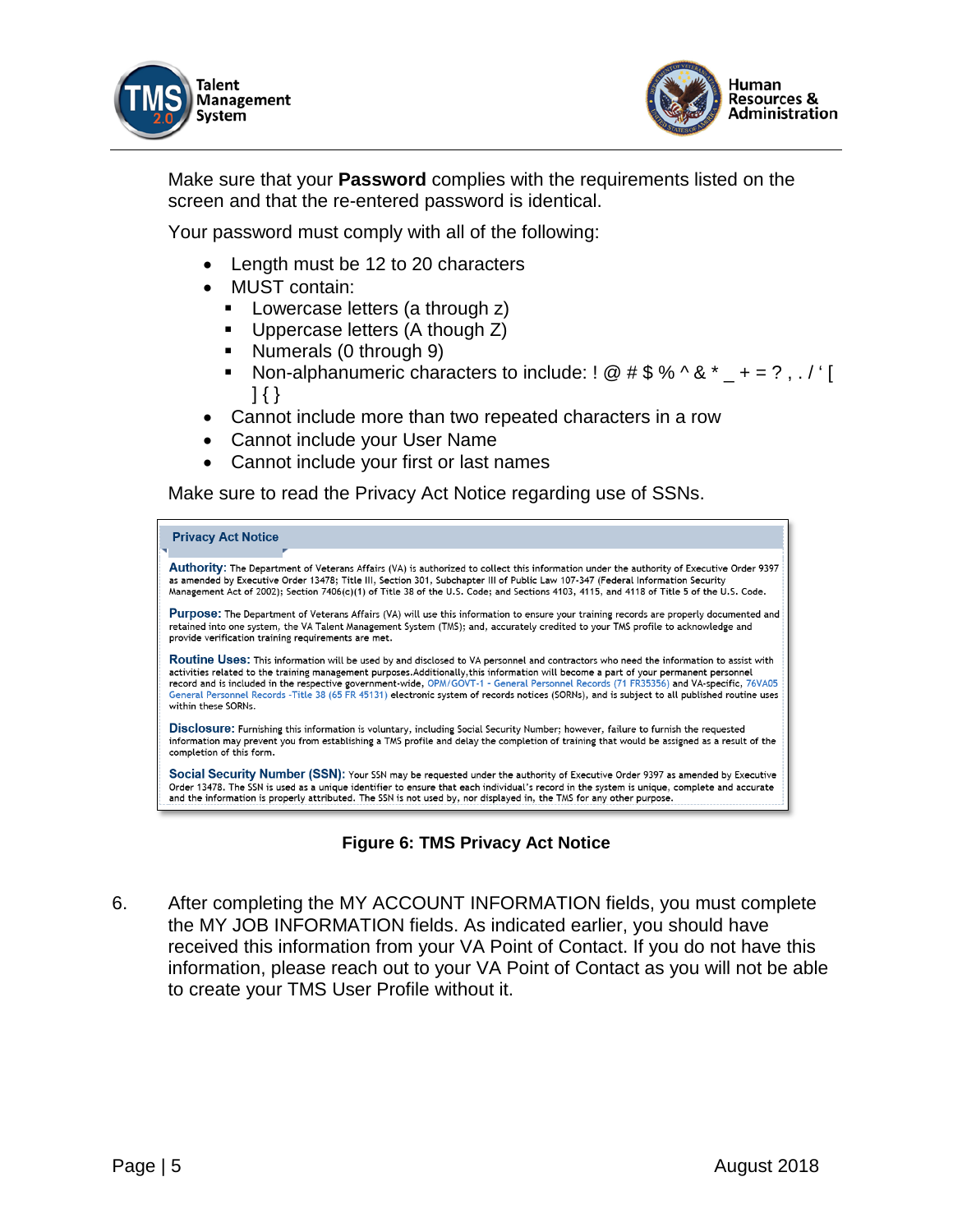Make sure that your **Password** complies with the requirements listed on the screen and that the re-entered password is identical.

Your password must comply with all of the following:

- Length must be 12 to 20 characters
- MUST contain:
  - Lowercase letters (a through z)
  - Uppercase letters (A though Z)
  - Numerals (0 through 9)
  - Non-alphanumeric characters to include: ! @ # $ % ^ & * _ + = ? , . / ' [ ] { }
- Cannot include more than two repeated characters in a row
- Cannot include your User Name
- Cannot include your first or last names

Make sure to read the Privacy Act Notice regarding use of SSNs.

**Privacy Act Notice**

**Authority**: The Department of Veterans Affairs (VA) is authorized to collect this information under the authority of Executive Order 9397 as amended by Executive Order 13478; Title III, Section 301, Subchapter III of Public Law 107-347 (Federal Information Security Management Act of 2002); Section 7406(c)(1) of Title 38 of the U.S. Code; and Sections 4103, 4115, and 4118 of Title 5 of the U.S. Code.

**Purpose:** The Department of Veterans Affairs (VA) will use this information to ensure your training records are properly documented and retained into one system, the VA Talent Management System (TMS); and, accurately credited to your TMS profile to acknowledge and provide verification training requirements are met.

**Routine Uses:** This information will be used by and disclosed to VA personnel and contractors who need the information to assist with activities related to the training management purposes.Additionally,this information will become a part of your permanent personnel record and is included in the respective government-wide, OPM/GOVT-1 - General Personnel Records (71 FR35356) and VA-specific, 76VA05 General Personnel Records -Title 38 (65 FR 45131) electronic system of records notices (SORNs), and is subject to all published routine uses within these SORNs.

**Disclosure:** Furnishing this information is voluntary, including Social Security Number; however, failure to furnish the requested information may prevent you from establishing a TMS profile and delay the completion of training that would be assigned as a result of the completion of this form.

**Social Security Number (SSN):** Your SSN may be requested under the authority of Executive Order 9397 as amended by Executive Order 13478. The SSN is used as a unique identifier to ensure that each individual's record in the system is unique, complete and accurate and the information is properly attributed. The SSN is not used by, nor displayed in, the TMS for any other purpose.

**Figure 6: TMS Privacy Act Notice**

6. After completing the MY ACCOUNT INFORMATION fields, you must complete the MY JOB INFORMATION fields. As indicated earlier, you should have received this information from your VA Point of Contact. If you do not have this information, please reach out to your VA Point of Contact as you will not be able to create your TMS User Profile without it.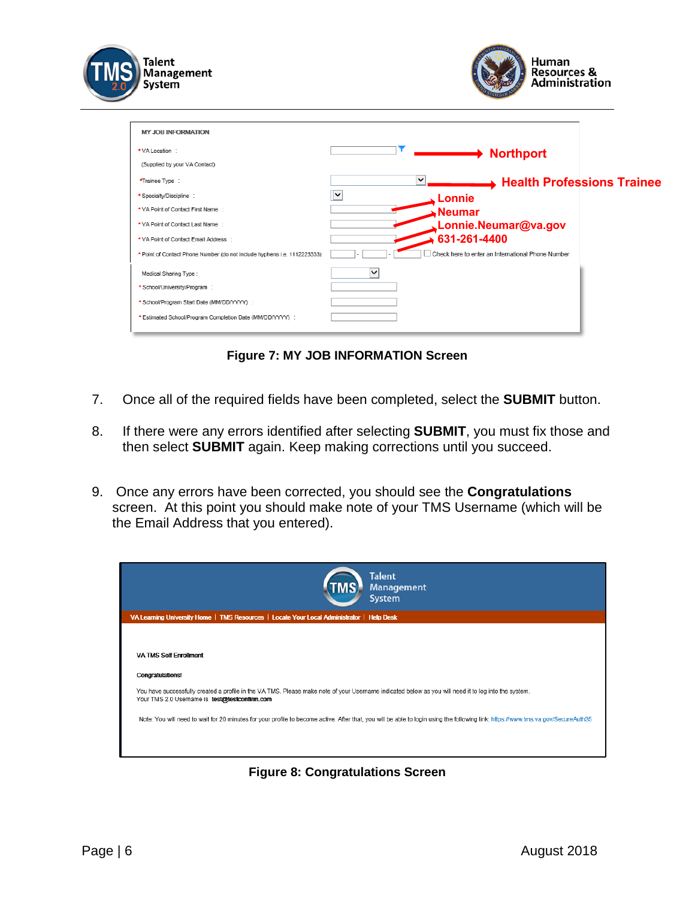**Figure 7: MY JOB INFORMATION Screen**

7. Once all of the required fields have been completed, select the **SUBMIT** button.

8. If there were any errors identified after selecting **SUBMIT**, you must fix those and then select **SUBMIT** again. Keep making corrections until you succeed.

9. Once any errors have been corrected, you should see the **Congratulations** screen. At this point you should make note of your TMS Username (which will be the Email Address that you entered).

**Figure 8: Congratulations Screen**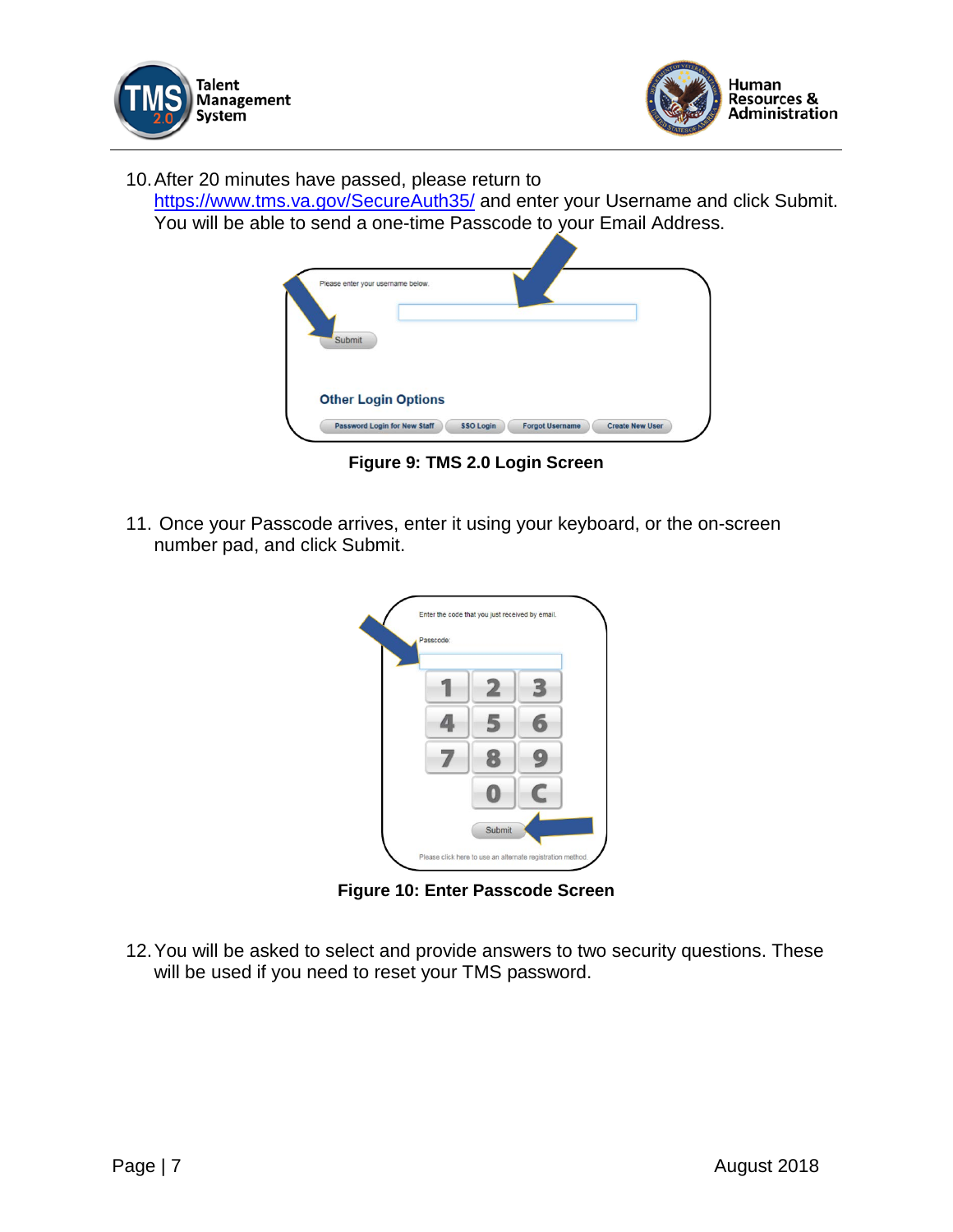10. After 20 minutes have passed, please return to https://www.tms.va.gov/SecureAuth35/ and enter your Username and click Submit. You will be able to send a one-time Passcode to your Email Address.

**Figure 9: TMS 2.0 Login Screen**

11. Once your Passcode arrives, enter it using your keyboard, or the on-screen number pad, and click Submit.

**Figure 10: Enter Passcode Screen**

12. You will be asked to select and provide answers to two security questions. These will be used if you need to reset your TMS password.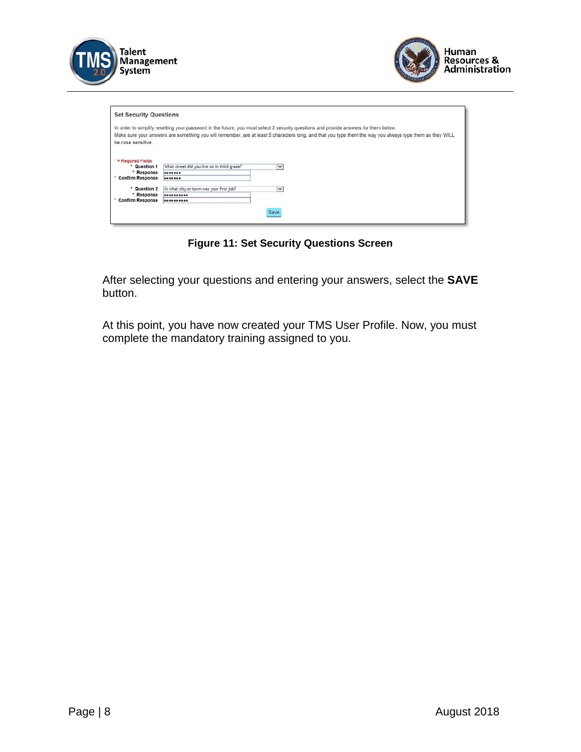**Figure 11: Set Security Questions Screen**

After selecting your questions and entering your answers, select the **SAVE** button.

At this point, you have now created your TMS User Profile. Now, you must complete the mandatory training assigned to you.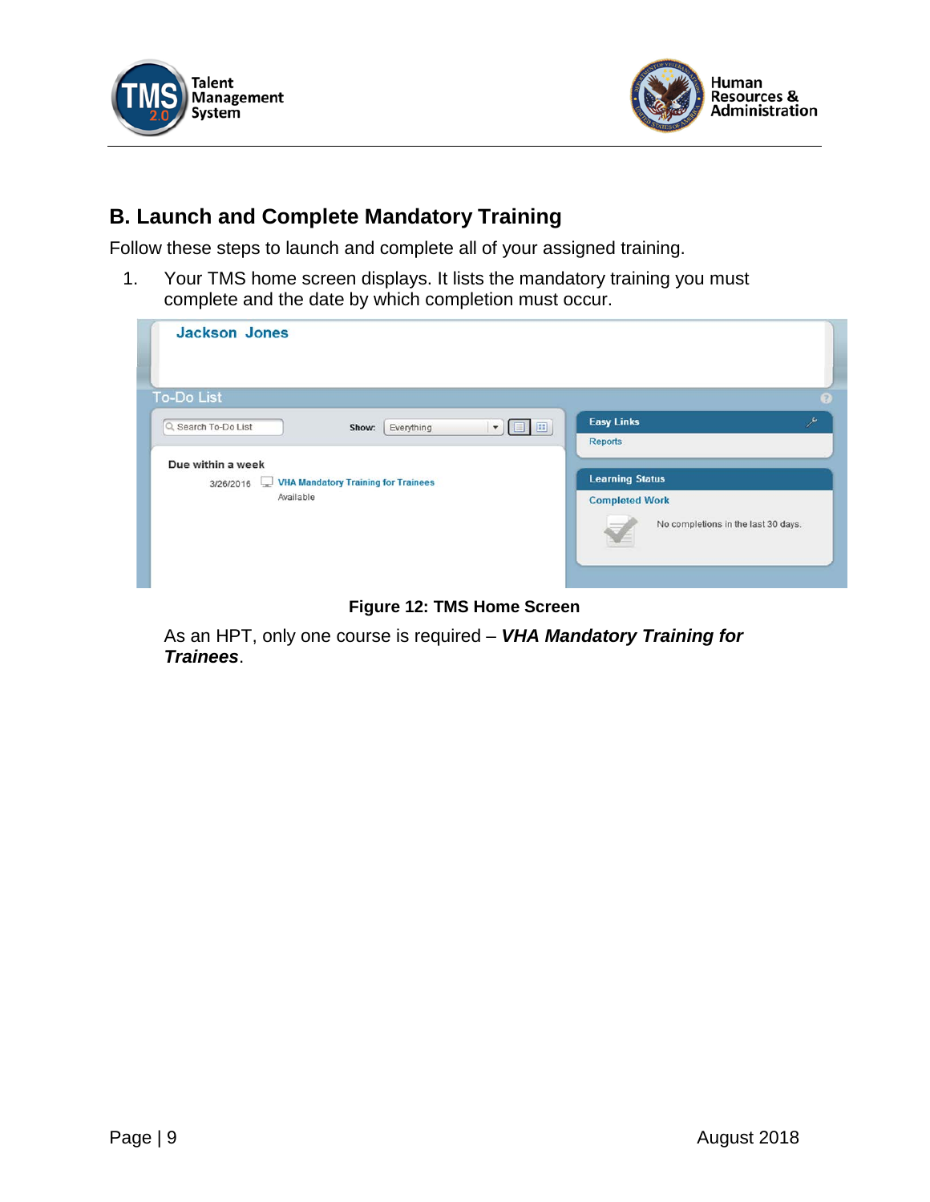## B. Launch and Complete Mandatory Training

Follow these steps to launch and complete all of your assigned training.

1. Your TMS home screen displays. It lists the mandatory training you must complete and the date by which completion must occur.

**Figure 12: TMS Home Screen**

As an HPT, only one course is required – ***VHA Mandatory Training for Trainees***.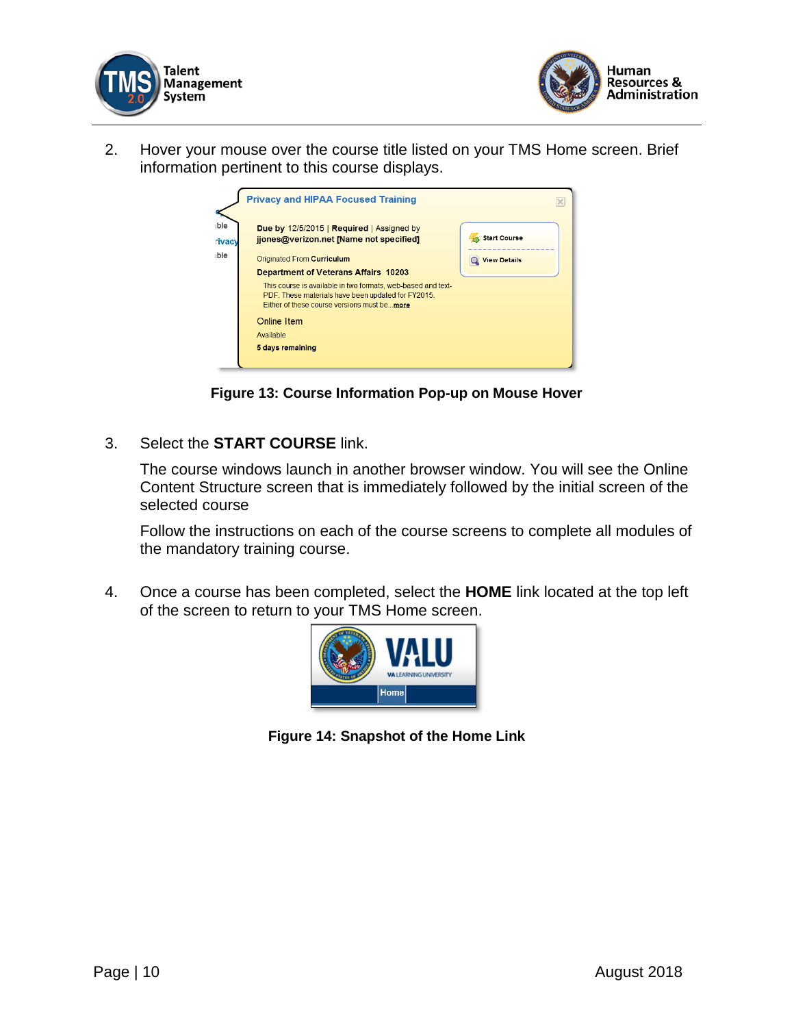2. Hover your mouse over the course title listed on your TMS Home screen. Brief information pertinent to this course displays.

Figure 13: Course Information Pop-up on Mouse Hover

3. Select the **START COURSE** link.

   The course windows launch in another browser window. You will see the Online Content Structure screen that is immediately followed by the initial screen of the selected course

   Follow the instructions on each of the course screens to complete all modules of the mandatory training course.

4. Once a course has been completed, select the **HOME** link located at the top left of the screen to return to your TMS Home screen.

Figure 14: Snapshot of the Home Link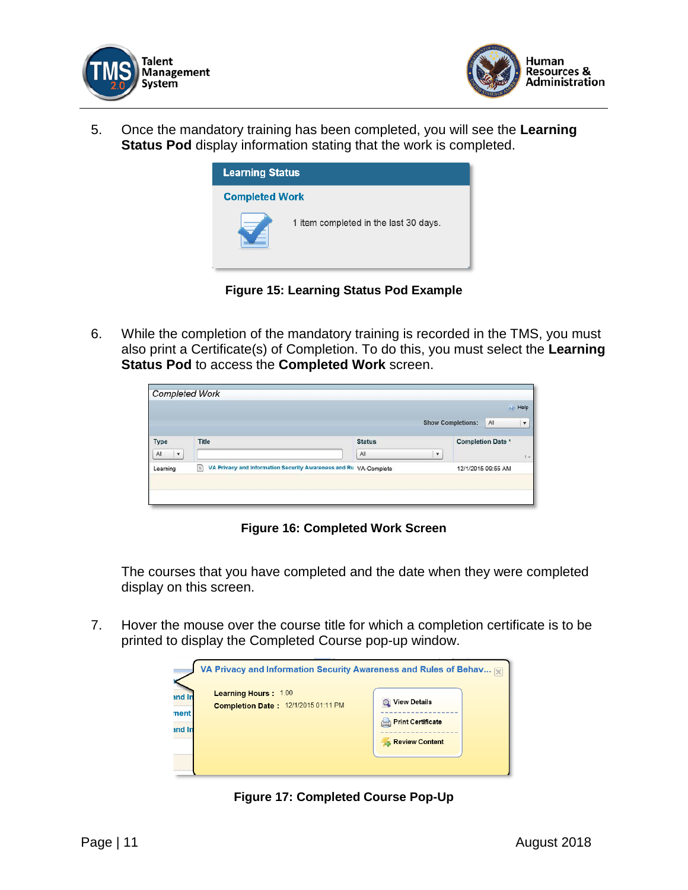5. Once the mandatory training has been completed, you will see the **Learning Status Pod** display information stating that the work is completed.

Figure 15: Learning Status Pod Example

6. While the completion of the mandatory training is recorded in the TMS, you must also print a Certificate(s) of Completion. To do this, you must select the **Learning Status Pod** to access the **Completed Work** screen.

Figure 16: Completed Work Screen

The courses that you have completed and the date when they were completed display on this screen.

7. Hover the mouse over the course title for which a completion certificate is to be printed to display the Completed Course pop-up window.

Figure 17: Completed Course Pop-Up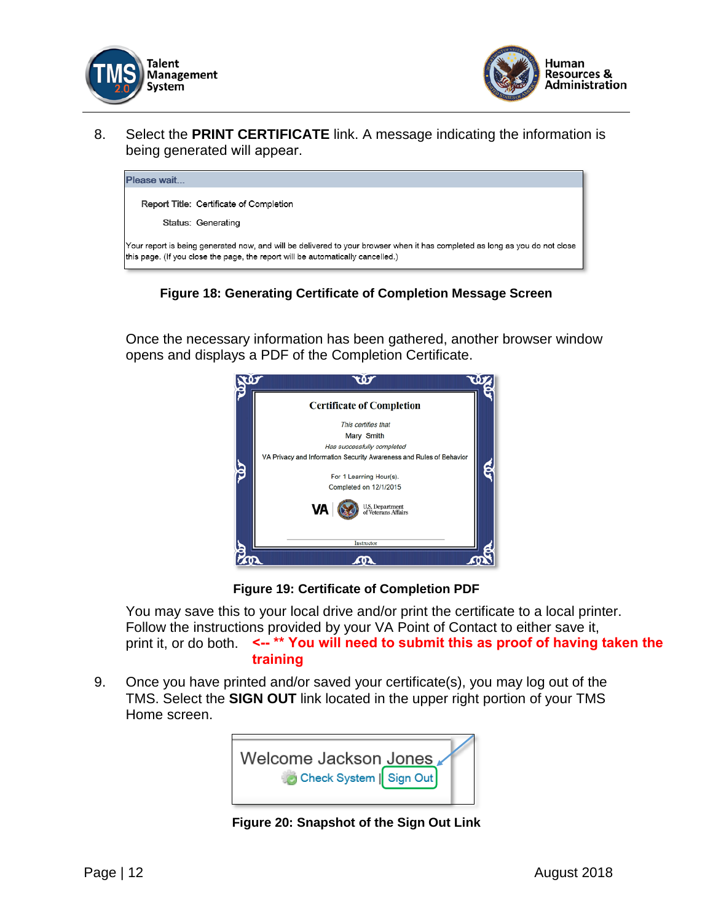8. Select the **PRINT CERTIFICATE** link. A message indicating the information is being generated will appear.

Please wait...

Report Title: Certificate of Completion

Status: Generating

Your report is being generated now, and will be delivered to your browser when it has completed as long as you do not close this page. (If you close the page, the report will be automatically cancelled.)

**Figure 18: Generating Certificate of Completion Message Screen**

Once the necessary information has been gathered, another browser window opens and displays a PDF of the Completion Certificate.

Certificate of Completion

*This certifies that*

Mary Smith

*Has successfully completed*

VA Privacy and Information Security Awareness and Rules of Behavior

For 1 Learning Hour(s).

Completed on 12/1/2015

VA U.S. Department of Veterans Affairs

Instructor

**Figure 19: Certificate of Completion PDF**

You may save this to your local drive and/or print the certificate to a local printer. Follow the instructions provided by your VA Point of Contact to either save it, print it, or do both. **<-- ** You will need to submit this as proof of having taken the training**

9. Once you have printed and/or saved your certificate(s), you may log out of the TMS. Select the **SIGN OUT** link located in the upper right portion of your TMS Home screen.

Welcome Jackson Jones

Check System | Sign Out

**Figure 20: Snapshot of the Sign Out Link**